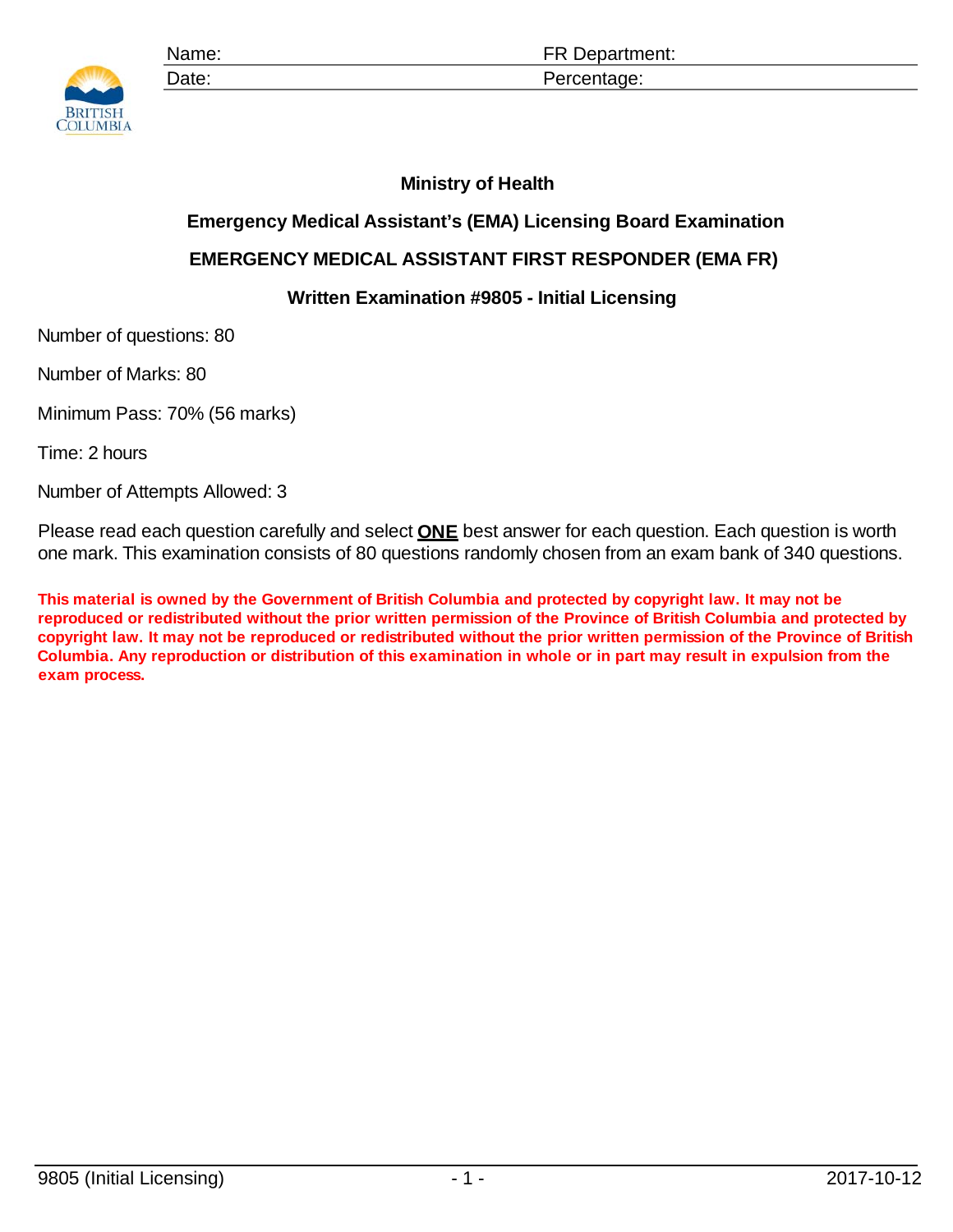| Name: | FR Department: |
|---|---|
| Date: | Percentage: |

**Ministry of Health**

**Emergency Medical Assistant's (EMA) Licensing Board Examination**

**EMERGENCY MEDICAL ASSISTANT FIRST RESPONDER (EMA FR)**

**Written Examination #9805 - Initial Licensing**

Number of questions: 80

Number of Marks: 80

Minimum Pass: 70% (56 marks)

Time: 2 hours

Number of Attempts Allowed: 3

Please read each question carefully and select **ONE** best answer for each question. Each question is worth one mark. This examination consists of 80 questions randomly chosen from an exam bank of 340 questions.

**This material is owned by the Government of British Columbia and protected by copyright law. It may not be reproduced or redistributed without the prior written permission of the Province of British Columbia and protected by copyright law. It may not be reproduced or redistributed without the prior written permission of the Province of British Columbia. Any reproduction or distribution of this examination in whole or in part may result in expulsion from the exam process.**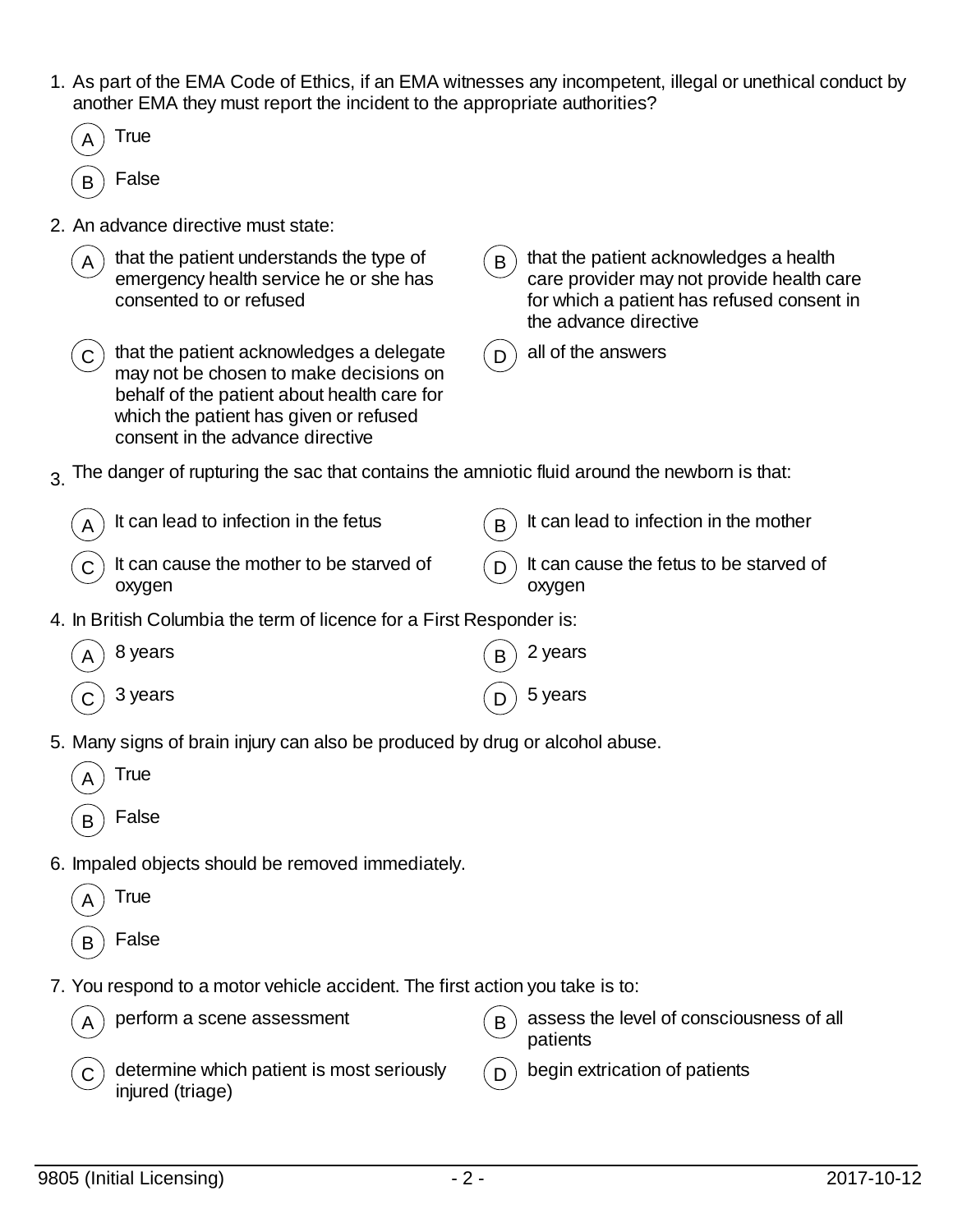1. As part of the EMA Code of Ethics, if an EMA witnesses any incompetent, illegal or unethical conduct by another EMA they must report the incident to the appropriate authorities?

   A) True

   B) False

2. An advance directive must state:

   A) that the patient understands the type of emergency health service he or she has consented to or refused

   B) that the patient acknowledges a health care provider may not provide health care for which a patient has refused consent in the advance directive

   C) that the patient acknowledges a delegate may not be chosen to make decisions on behalf of the patient about health care for which the patient has given or refused consent in the advance directive

   D) all of the answers

3. The danger of rupturing the sac that contains the amniotic fluid around the newborn is that:

   A) It can lead to infection in the fetus

   B) It can lead to infection in the mother

   C) It can cause the mother to be starved of oxygen

   D) It can cause the fetus to be starved of oxygen

4. In British Columbia the term of licence for a First Responder is:

   A) 8 years

   B) 2 years

   C) 3 years

   D) 5 years

5. Many signs of brain injury can also be produced by drug or alcohol abuse.

   A) True

   B) False

6. Impaled objects should be removed immediately.

   A) True

   B) False

7. You respond to a motor vehicle accident. The first action you take is to:

   A) perform a scene assessment

   B) assess the level of consciousness of all patients

   C) determine which patient is most seriously injured (triage)

   D) begin extrication of patients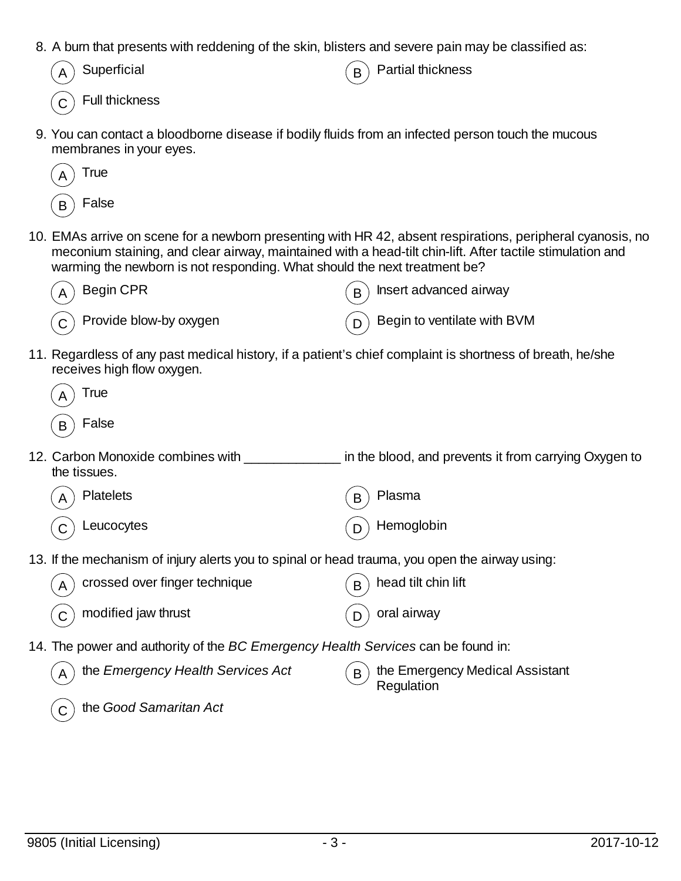8. A burn that presents with reddening of the skin, blisters and severe pain may be classified as:

   (A) Superficial
   (B) Partial thickness
   (C) Full thickness

9. You can contact a bloodborne disease if bodily fluids from an infected person touch the mucous membranes in your eyes.

   (A) True
   (B) False

10. EMAs arrive on scene for a newborn presenting with HR 42, absent respirations, peripheral cyanosis, no meconium staining, and clear airway, maintained with a head-tilt chin-lift. After tactile stimulation and warming the newborn is not responding. What should the next treatment be?

    (A) Begin CPR
    (B) Insert advanced airway
    (C) Provide blow-by oxygen
    (D) Begin to ventilate with BVM

11. Regardless of any past medical history, if a patient's chief complaint is shortness of breath, he/she receives high flow oxygen.

    (A) True
    (B) False

12. Carbon Monoxide combines with _____________ in the blood, and prevents it from carrying Oxygen to the tissues.

    (A) Platelets
    (B) Plasma
    (C) Leucocytes
    (D) Hemoglobin

13. If the mechanism of injury alerts you to spinal or head trauma, you open the airway using:

    (A) crossed over finger technique
    (B) head tilt chin lift
    (C) modified jaw thrust
    (D) oral airway

14. The power and authority of the *BC Emergency Health Services* can be found in:

    (A) the *Emergency Health Services Act*
    (B) the Emergency Medical Assistant Regulation
    (C) the *Good Samaritan Act*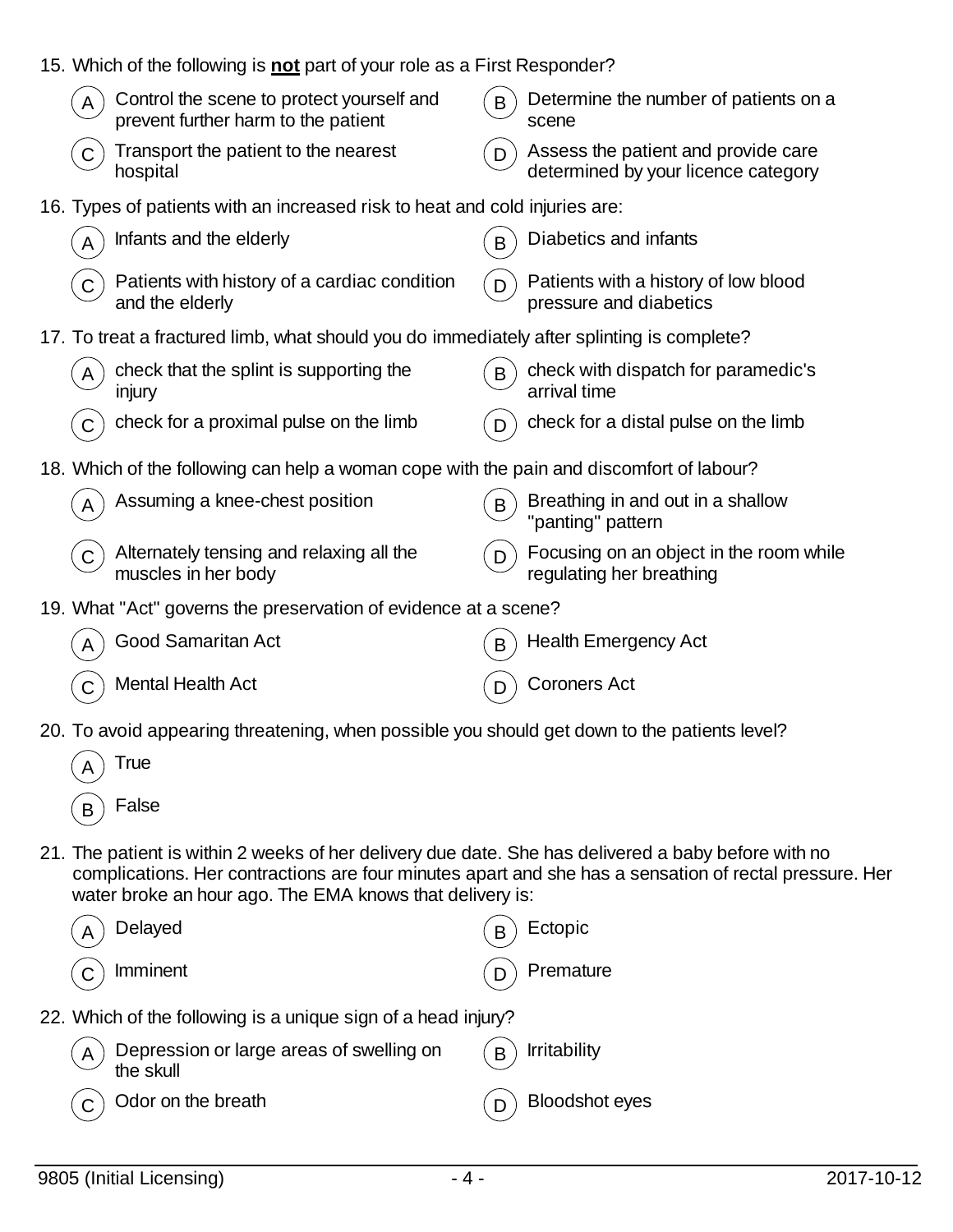15. Which of the following is **not** part of your role as a First Responder?

    (A) Control the scene to protect yourself and prevent further harm to the patient

    (B) Determine the number of patients on a scene

    (C) Transport the patient to the nearest hospital

    (D) Assess the patient and provide care determined by your licence category

16. Types of patients with an increased risk to heat and cold injuries are:

    (A) Infants and the elderly

    (B) Diabetics and infants

    (C) Patients with history of a cardiac condition and the elderly

    (D) Patients with a history of low blood pressure and diabetics

17. To treat a fractured limb, what should you do immediately after splinting is complete?

    (A) check that the splint is supporting the injury

    (B) check with dispatch for paramedic's arrival time

    (C) check for a proximal pulse on the limb

    (D) check for a distal pulse on the limb

18. Which of the following can help a woman cope with the pain and discomfort of labour?

    (A) Assuming a knee-chest position

    (B) Breathing in and out in a shallow "panting" pattern

    (C) Alternately tensing and relaxing all the muscles in her body

    (D) Focusing on an object in the room while regulating her breathing

19. What "Act" governs the preservation of evidence at a scene?

    (A) Good Samaritan Act

    (B) Health Emergency Act

    (C) Mental Health Act

    (D) Coroners Act

20. To avoid appearing threatening, when possible you should get down to the patients level?

    (A) True

    (B) False

21. The patient is within 2 weeks of her delivery due date. She has delivered a baby before with no complications. Her contractions are four minutes apart and she has a sensation of rectal pressure. Her water broke an hour ago. The EMA knows that delivery is:

    (A) Delayed

    (B) Ectopic

    (C) Imminent

    (D) Premature

22. Which of the following is a unique sign of a head injury?

    (A) Depression or large areas of swelling on the skull

    (B) Irritability

    (C) Odor on the breath

    (D) Bloodshot eyes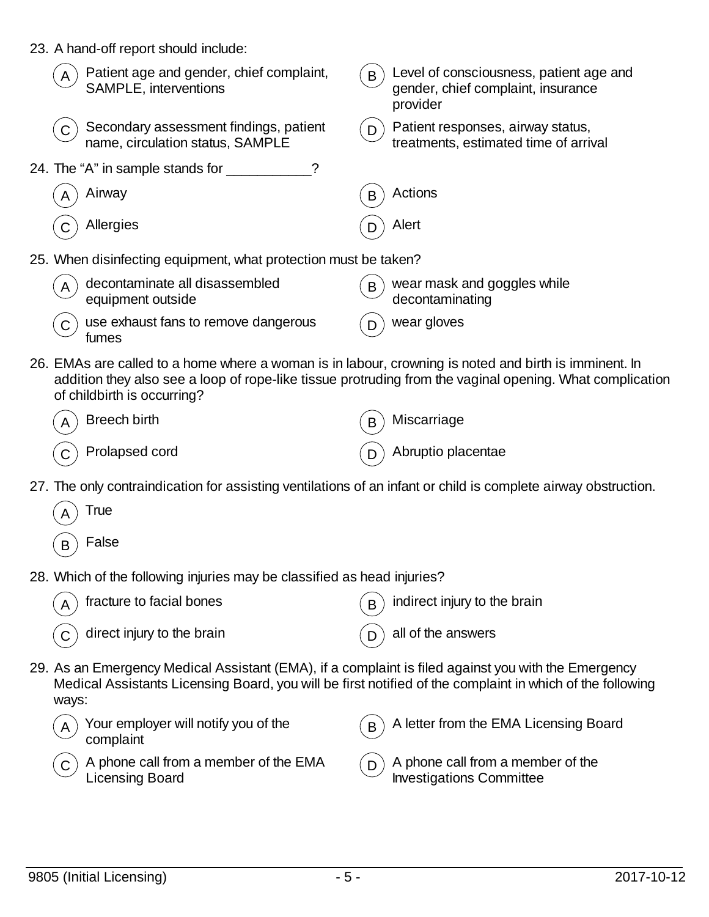23. A hand-off report should include:

    A) Patient age and gender, chief complaint, SAMPLE, interventions
    B) Level of consciousness, patient age and gender, chief complaint, insurance provider
    C) Secondary assessment findings, patient name, circulation status, SAMPLE
    D) Patient responses, airway status, treatments, estimated time of arrival

24. The “A” in sample stands for ___________?

    A) Airway
    B) Actions
    C) Allergies
    D) Alert

25. When disinfecting equipment, what protection must be taken?

    A) decontaminate all disassembled equipment outside
    B) wear mask and goggles while decontaminating
    C) use exhaust fans to remove dangerous fumes
    D) wear gloves

26. EMAs are called to a home where a woman is in labour, crowning is noted and birth is imminent. In addition they also see a loop of rope-like tissue protruding from the vaginal opening. What complication of childbirth is occurring?

    A) Breech birth
    B) Miscarriage
    C) Prolapsed cord
    D) Abruptio placentae

27. The only contraindication for assisting ventilations of an infant or child is complete airway obstruction.

    A) True
    B) False

28. Which of the following injuries may be classified as head injuries?

    A) fracture to facial bones
    B) indirect injury to the brain
    C) direct injury to the brain
    D) all of the answers

29. As an Emergency Medical Assistant (EMA), if a complaint is filed against you with the Emergency Medical Assistants Licensing Board, you will be first notified of the complaint in which of the following ways:

    A) Your employer will notify you of the complaint
    B) A letter from the EMA Licensing Board
    C) A phone call from a member of the EMA Licensing Board
    D) A phone call from a member of the Investigations Committee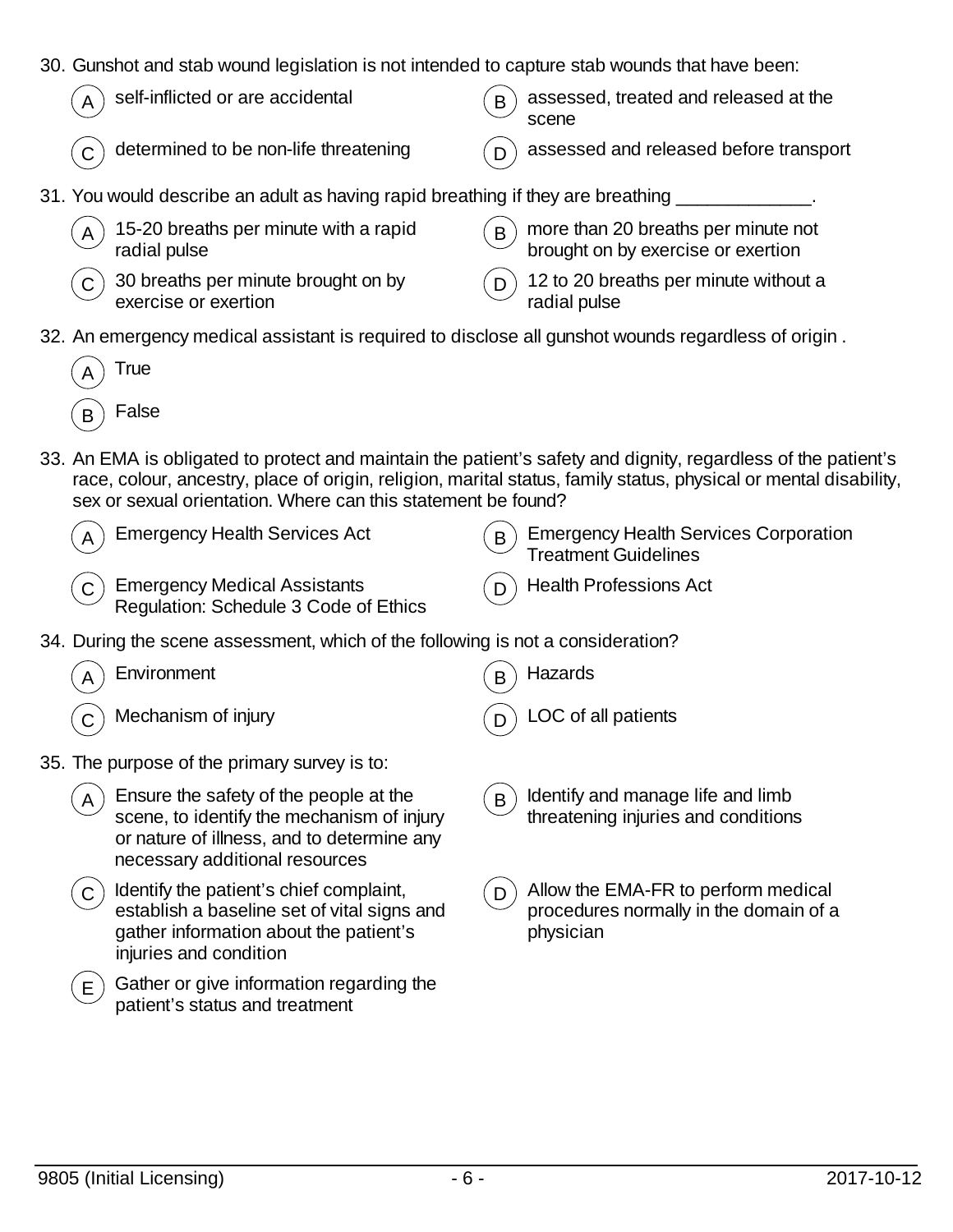30. Gunshot and stab wound legislation is not intended to capture stab wounds that have been:

   - (A) self-inflicted or are accidental
   - (B) assessed, treated and released at the scene
   - (C) determined to be non-life threatening
   - (D) assessed and released before transport

31. You would describe an adult as having rapid breathing if they are breathing _____________.

   - (A) 15-20 breaths per minute with a rapid radial pulse
   - (B) more than 20 breaths per minute not brought on by exercise or exertion
   - (C) 30 breaths per minute brought on by exercise or exertion
   - (D) 12 to 20 breaths per minute without a radial pulse

32. An emergency medical assistant is required to disclose all gunshot wounds regardless of origin .

   - (A) True
   - (B) False

33. An EMA is obligated to protect and maintain the patient's safety and dignity, regardless of the patient's race, colour, ancestry, place of origin, religion, marital status, family status, physical or mental disability, sex or sexual orientation. Where can this statement be found?

   - (A) Emergency Health Services Act
   - (B) Emergency Health Services Corporation Treatment Guidelines
   - (C) Emergency Medical Assistants Regulation: Schedule 3 Code of Ethics
   - (D) Health Professions Act

34. During the scene assessment, which of the following is not a consideration?

   - (A) Environment
   - (B) Hazards
   - (C) Mechanism of injury
   - (D) LOC of all patients

35. The purpose of the primary survey is to:

   - (A) Ensure the safety of the people at the scene, to identify the mechanism of injury or nature of illness, and to determine any necessary additional resources
   - (B) Identify and manage life and limb threatening injuries and conditions
   - (C) Identify the patient's chief complaint, establish a baseline set of vital signs and gather information about the patient's injuries and condition
   - (D) Allow the EMA-FR to perform medical procedures normally in the domain of a physician
   - (E) Gather or give information regarding the patient's status and treatment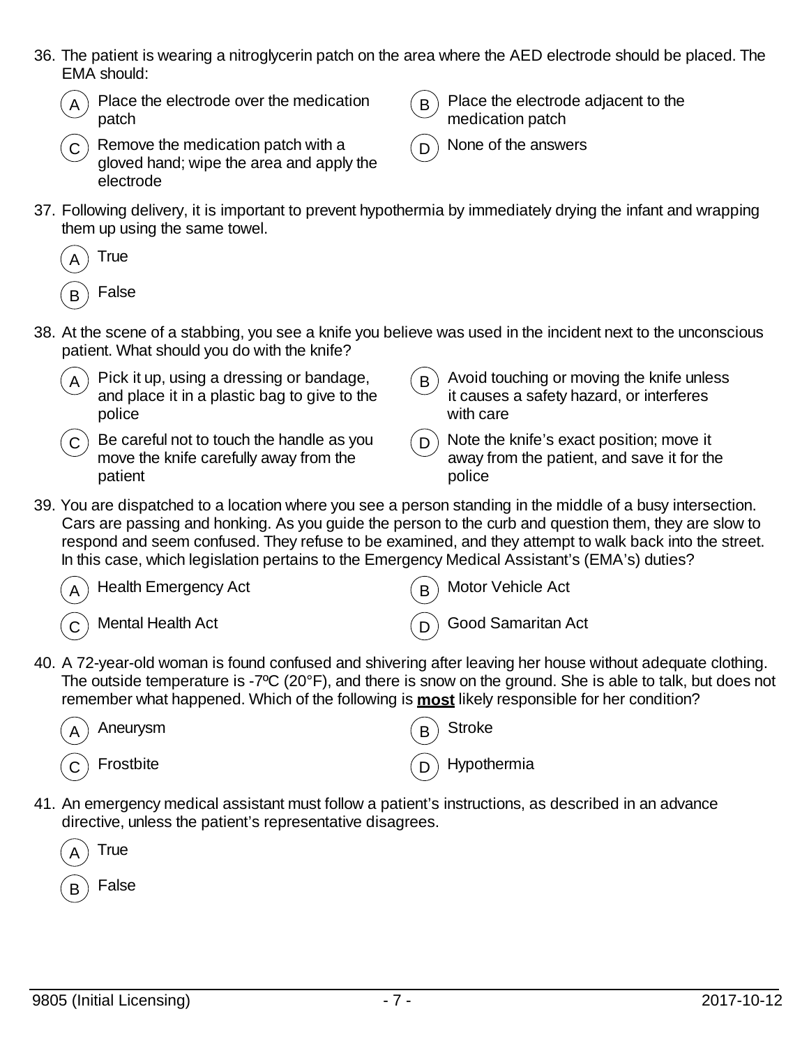36. The patient is wearing a nitroglycerin patch on the area where the AED electrode should be placed. The EMA should:

   (A) Place the electrode over the medication patch

   (B) Place the electrode adjacent to the medication patch

   (C) Remove the medication patch with a gloved hand; wipe the area and apply the electrode

   (D) None of the answers

37. Following delivery, it is important to prevent hypothermia by immediately drying the infant and wrapping them up using the same towel.

   (A) True

   (B) False

38. At the scene of a stabbing, you see a knife you believe was used in the incident next to the unconscious patient. What should you do with the knife?

   (A) Pick it up, using a dressing or bandage, and place it in a plastic bag to give to the police

   (B) Avoid touching or moving the knife unless it causes a safety hazard, or interferes with care

   (C) Be careful not to touch the handle as you move the knife carefully away from the patient

   (D) Note the knife's exact position; move it away from the patient, and save it for the police

39. You are dispatched to a location where you see a person standing in the middle of a busy intersection. Cars are passing and honking. As you guide the person to the curb and question them, they are slow to respond and seem confused. They refuse to be examined, and they attempt to walk back into the street. In this case, which legislation pertains to the Emergency Medical Assistant's (EMA's) duties?

   (A) Health Emergency Act

   (B) Motor Vehicle Act

   (C) Mental Health Act

   (D) Good Samaritan Act

40. A 72-year-old woman is found confused and shivering after leaving her house without adequate clothing. The outside temperature is -7ºC (20°F), and there is snow on the ground. She is able to talk, but does not remember what happened. Which of the following is **most** likely responsible for her condition?

   (A) Aneurysm

   (B) Stroke

   (C) Frostbite

   (D) Hypothermia

41. An emergency medical assistant must follow a patient's instructions, as described in an advance directive, unless the patient's representative disagrees.

   (A) True

   (B) False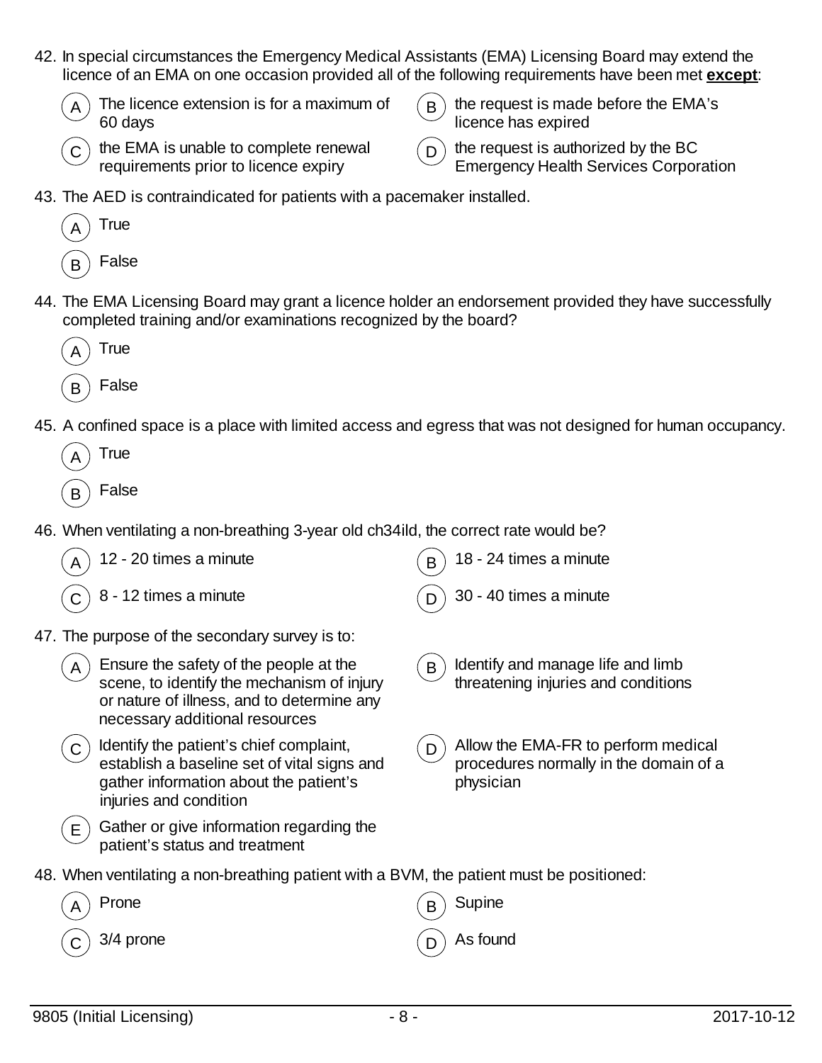42. In special circumstances the Emergency Medical Assistants (EMA) Licensing Board may extend the licence of an EMA on one occasion provided all of the following requirements have been met **except**:

    (A) The licence extension is for a maximum of 60 days
    (B) the request is made before the EMA's licence has expired
    (C) the EMA is unable to complete renewal requirements prior to licence expiry
    (D) the request is authorized by the BC Emergency Health Services Corporation

43. The AED is contraindicated for patients with a pacemaker installed.

    (A) True
    (B) False

44. The EMA Licensing Board may grant a licence holder an endorsement provided they have successfully completed training and/or examinations recognized by the board?

    (A) True
    (B) False

45. A confined space is a place with limited access and egress that was not designed for human occupancy.

    (A) True
    (B) False

46. When ventilating a non-breathing 3-year old ch34ild, the correct rate would be?

    (A) 12 - 20 times a minute
    (B) 18 - 24 times a minute
    (C) 8 - 12 times a minute
    (D) 30 - 40 times a minute

47. The purpose of the secondary survey is to:

    (A) Ensure the safety of the people at the scene, to identify the mechanism of injury or nature of illness, and to determine any necessary additional resources
    (B) Identify and manage life and limb threatening injuries and conditions
    (C) Identify the patient's chief complaint, establish a baseline set of vital signs and gather information about the patient's injuries and condition
    (D) Allow the EMA-FR to perform medical procedures normally in the domain of a physician
    (E) Gather or give information regarding the patient's status and treatment

48. When ventilating a non-breathing patient with a BVM, the patient must be positioned:

    (A) Prone
    (B) Supine
    (C) 3/4 prone
    (D) As found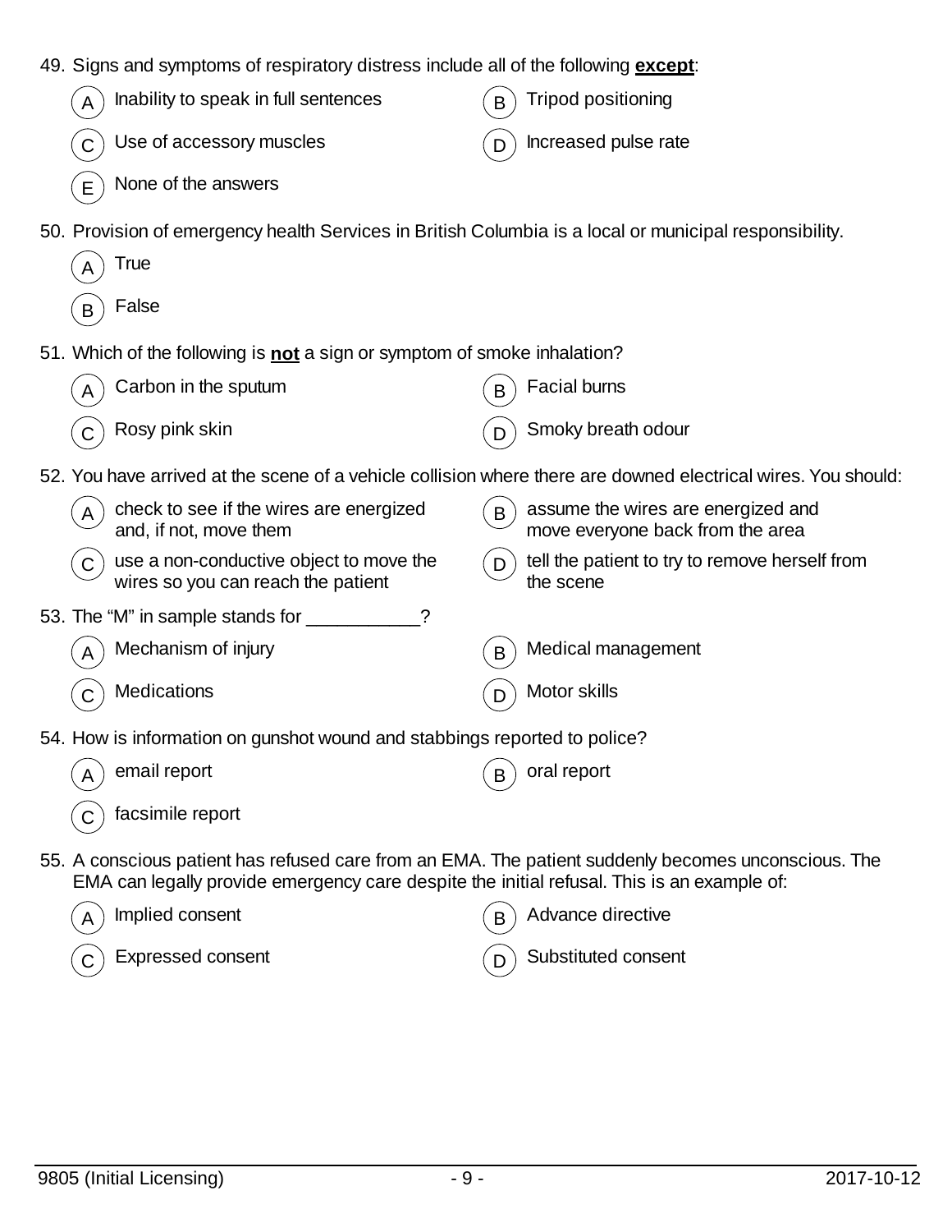49. Signs and symptoms of respiratory distress include all of the following **except**:

   A. Inability to speak in full sentences
   B. Tripod positioning
   C. Use of accessory muscles
   D. Increased pulse rate
   E. None of the answers

50. Provision of emergency health Services in British Columbia is a local or municipal responsibility.

   A. True
   B. False

51. Which of the following is **not** a sign or symptom of smoke inhalation?

   A. Carbon in the sputum
   B. Facial burns
   C. Rosy pink skin
   D. Smoky breath odour

52. You have arrived at the scene of a vehicle collision where there are downed electrical wires. You should:

   A. check to see if the wires are energized and, if not, move them
   B. assume the wires are energized and move everyone back from the area
   C. use a non-conductive object to move the wires so you can reach the patient
   D. tell the patient to try to remove herself from the scene

53. The "M" in sample stands for ___________?

   A. Mechanism of injury
   B. Medical management
   C. Medications
   D. Motor skills

54. How is information on gunshot wound and stabbings reported to police?

   A. email report
   B. oral report
   C. facsimile report

55. A conscious patient has refused care from an EMA. The patient suddenly becomes unconscious. The EMA can legally provide emergency care despite the initial refusal. This is an example of:

   A. Implied consent
   B. Advance directive
   C. Expressed consent
   D. Substituted consent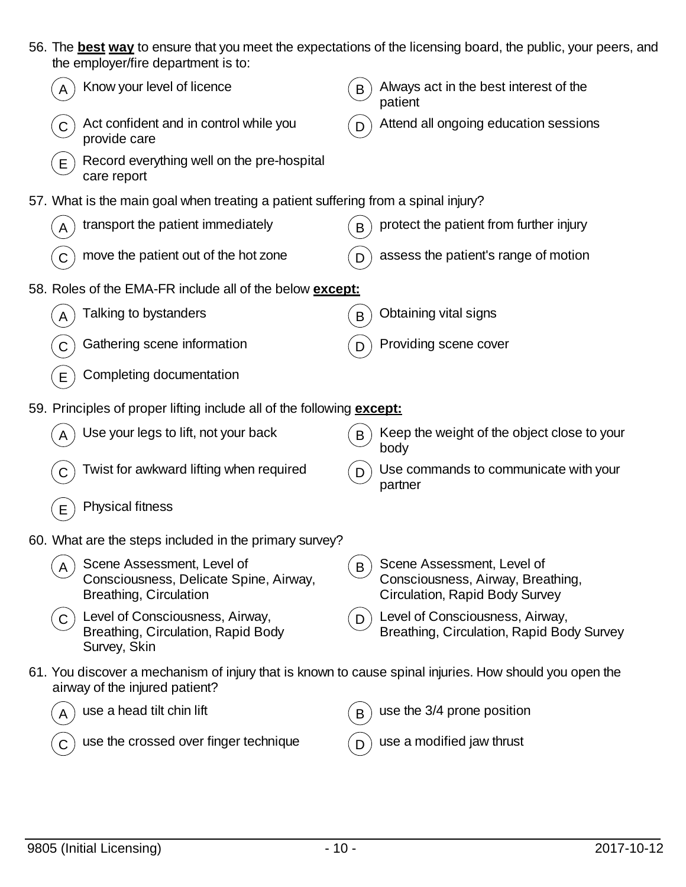56. The **best** **way** to ensure that you meet the expectations of the licensing board, the public, your peers, and the employer/fire department is to:

   - (A) Know your level of licence
   - (B) Always act in the best interest of the patient
   - (C) Act confident and in control while you provide care
   - (D) Attend all ongoing education sessions
   - (E) Record everything well on the pre-hospital care report

57. What is the main goal when treating a patient suffering from a spinal injury?

   - (A) transport the patient immediately
   - (B) protect the patient from further injury
   - (C) move the patient out of the hot zone
   - (D) assess the patient's range of motion

58. Roles of the EMA-FR include all of the below **except:**

   - (A) Talking to bystanders
   - (B) Obtaining vital signs
   - (C) Gathering scene information
   - (D) Providing scene cover
   - (E) Completing documentation

59. Principles of proper lifting include all of the following **except:**

   - (A) Use your legs to lift, not your back
   - (B) Keep the weight of the object close to your body
   - (C) Twist for awkward lifting when required
   - (D) Use commands to communicate with your partner
   - (E) Physical fitness

60. What are the steps included in the primary survey?

   - (A) Scene Assessment, Level of Consciousness, Delicate Spine, Airway, Breathing, Circulation
   - (B) Scene Assessment, Level of Consciousness, Airway, Breathing, Circulation, Rapid Body Survey
   - (C) Level of Consciousness, Airway, Breathing, Circulation, Rapid Body Survey, Skin
   - (D) Level of Consciousness, Airway, Breathing, Circulation, Rapid Body Survey

61. You discover a mechanism of injury that is known to cause spinal injuries. How should you open the airway of the injured patient?

   - (A) use a head tilt chin lift
   - (B) use the 3/4 prone position
   - (C) use the crossed over finger technique
   - (D) use a modified jaw thrust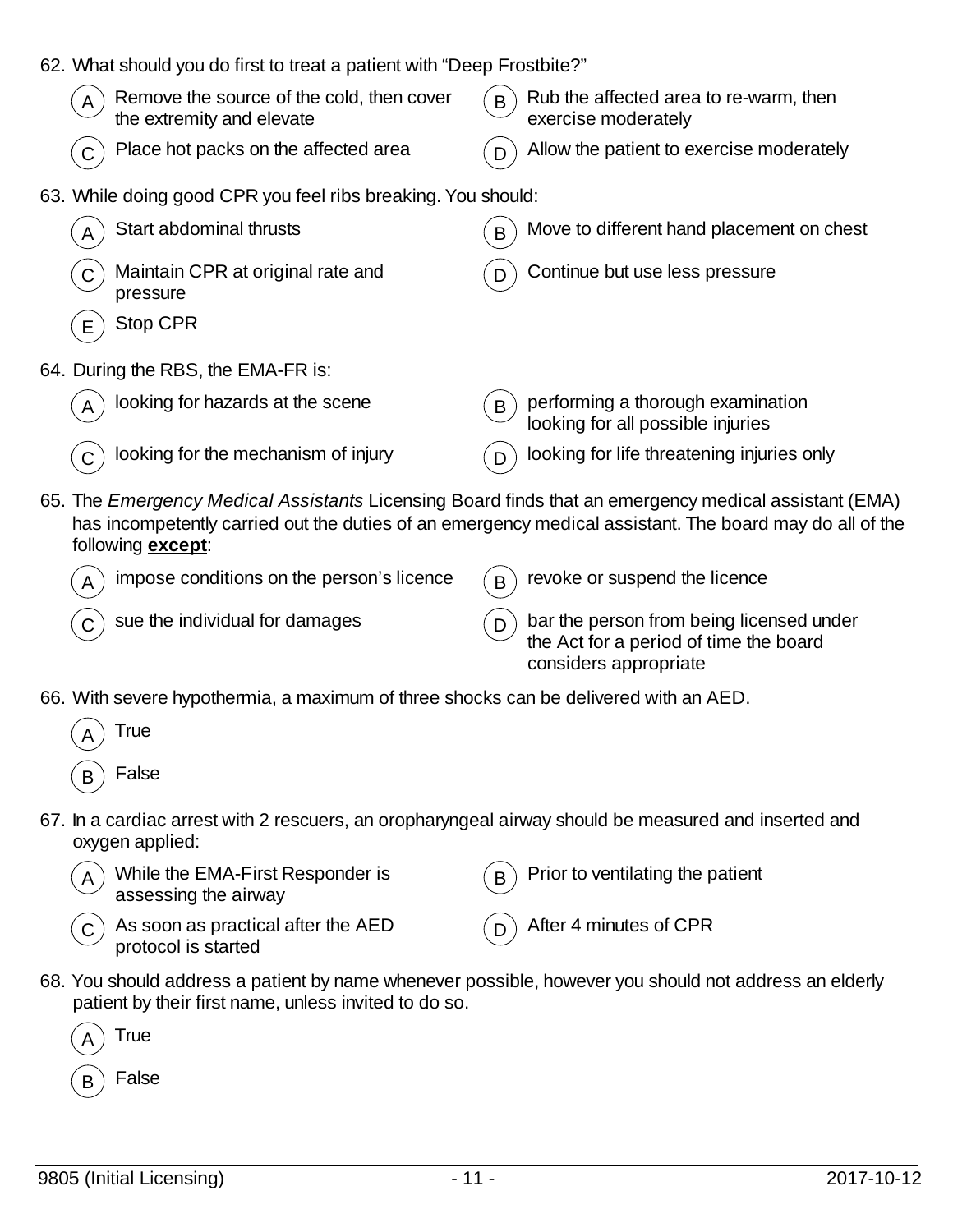62. What should you do first to treat a patient with “Deep Frostbite?”

   (A) Remove the source of the cold, then cover the extremity and elevate

   (B) Rub the affected area to re-warm, then exercise moderately

   (C) Place hot packs on the affected area

   (D) Allow the patient to exercise moderately

63. While doing good CPR you feel ribs breaking. You should:

   (A) Start abdominal thrusts

   (B) Move to different hand placement on chest

   (C) Maintain CPR at original rate and pressure

   (D) Continue but use less pressure

   (E) Stop CPR

64. During the RBS, the EMA-FR is:

   (A) looking for hazards at the scene

   (B) performing a thorough examination looking for all possible injuries

   (C) looking for the mechanism of injury

   (D) looking for life threatening injuries only

65. The *Emergency Medical Assistants* Licensing Board finds that an emergency medical assistant (EMA) has incompetently carried out the duties of an emergency medical assistant. The board may do all of the following **except**:

   (A) impose conditions on the person’s licence

   (B) revoke or suspend the licence

   (C) sue the individual for damages

   (D) bar the person from being licensed under the Act for a period of time the board considers appropriate

66. With severe hypothermia, a maximum of three shocks can be delivered with an AED.

   (A) True

   (B) False

67. In a cardiac arrest with 2 rescuers, an oropharyngeal airway should be measured and inserted and oxygen applied:

   (A) While the EMA-First Responder is assessing the airway

   (B) Prior to ventilating the patient

   (C) As soon as practical after the AED protocol is started

   (D) After 4 minutes of CPR

68. You should address a patient by name whenever possible, however you should not address an elderly patient by their first name, unless invited to do so.

   (A) True

   (B) False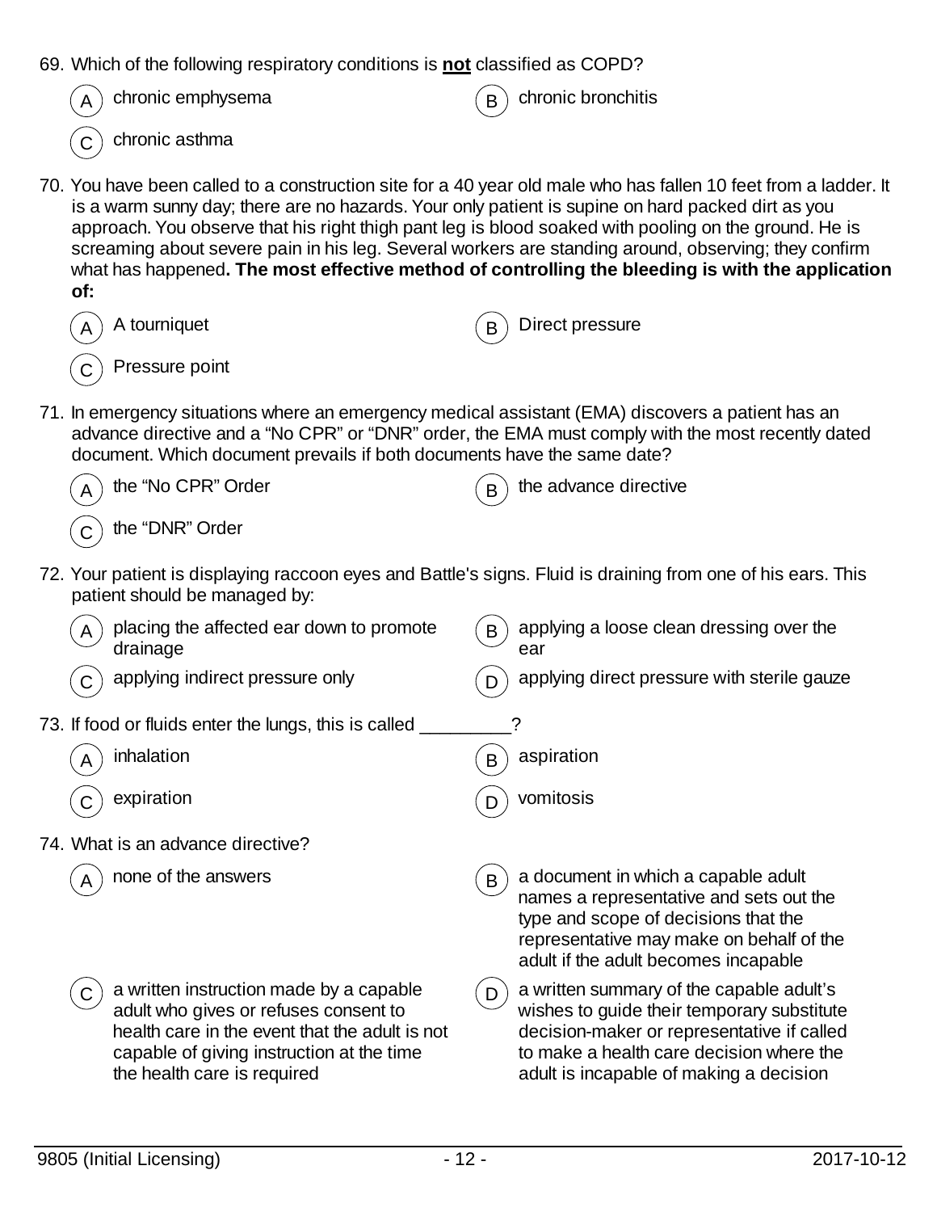69. Which of the following respiratory conditions is **not** classified as COPD?

- (A) chronic emphysema
- (B) chronic bronchitis
- (C) chronic asthma

70. You have been called to a construction site for a 40 year old male who has fallen 10 feet from a ladder. It is a warm sunny day; there are no hazards. Your only patient is supine on hard packed dirt as you approach. You observe that his right thigh pant leg is blood soaked with pooling on the ground. He is screaming about severe pain in his leg. Several workers are standing around, observing; they confirm what has happened**. The most effective method of controlling the bleeding is with the application of:**

- (A) A tourniquet
- (B) Direct pressure
- (C) Pressure point

71. In emergency situations where an emergency medical assistant (EMA) discovers a patient has an advance directive and a "No CPR" or "DNR" order, the EMA must comply with the most recently dated document. Which document prevails if both documents have the same date?

- (A) the "No CPR" Order
- (B) the advance directive
- (C) the "DNR" Order

72. Your patient is displaying raccoon eyes and Battle's signs. Fluid is draining from one of his ears. This patient should be managed by:

- (A) placing the affected ear down to promote drainage
- (B) applying a loose clean dressing over the ear
- (C) applying indirect pressure only
- (D) applying direct pressure with sterile gauze

73. If food or fluids enter the lungs, this is called _________?

- (A) inhalation
- (B) aspiration
- (C) expiration
- (D) vomitosis

74. What is an advance directive?

- (A) none of the answers
- (B) a document in which a capable adult names a representative and sets out the type and scope of decisions that the representative may make on behalf of the adult if the adult becomes incapable
- (C) a written instruction made by a capable adult who gives or refuses consent to health care in the event that the adult is not capable of giving instruction at the time the health care is required
- (D) a written summary of the capable adult's wishes to guide their temporary substitute decision-maker or representative if called to make a health care decision where the adult is incapable of making a decision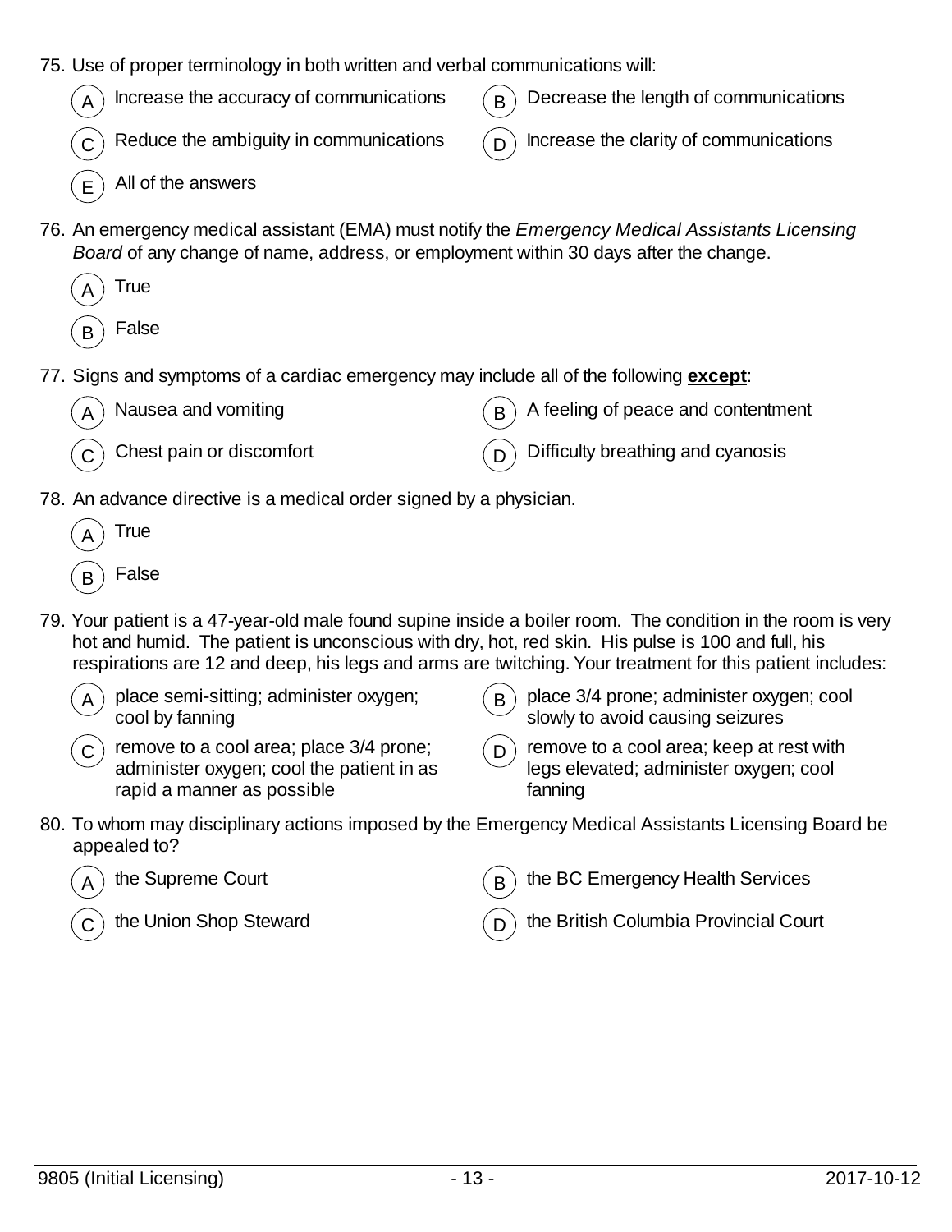75. Use of proper terminology in both written and verbal communications will:

   (A) Increase the accuracy of communications
   (B) Decrease the length of communications
   (C) Reduce the ambiguity in communications
   (D) Increase the clarity of communications
   (E) All of the answers

76. An emergency medical assistant (EMA) must notify the *Emergency Medical Assistants Licensing Board* of any change of name, address, or employment within 30 days after the change.

   (A) True
   (B) False

77. Signs and symptoms of a cardiac emergency may include all of the following **<u>except</u>**:

   (A) Nausea and vomiting
   (B) A feeling of peace and contentment
   (C) Chest pain or discomfort
   (D) Difficulty breathing and cyanosis

78. An advance directive is a medical order signed by a physician.

   (A) True
   (B) False

79. Your patient is a 47-year-old male found supine inside a boiler room. The condition in the room is very hot and humid. The patient is unconscious with dry, hot, red skin. His pulse is 100 and full, his respirations are 12 and deep, his legs and arms are twitching. Your treatment for this patient includes:

   (A) place semi-sitting; administer oxygen; cool by fanning
   (B) place 3/4 prone; administer oxygen; cool slowly to avoid causing seizures
   (C) remove to a cool area; place 3/4 prone; administer oxygen; cool the patient in as rapid a manner as possible
   (D) remove to a cool area; keep at rest with legs elevated; administer oxygen; cool fanning

80. To whom may disciplinary actions imposed by the Emergency Medical Assistants Licensing Board be appealed to?

   (A) the Supreme Court
   (B) the BC Emergency Health Services
   (C) the Union Shop Steward
   (D) the British Columbia Provincial Court